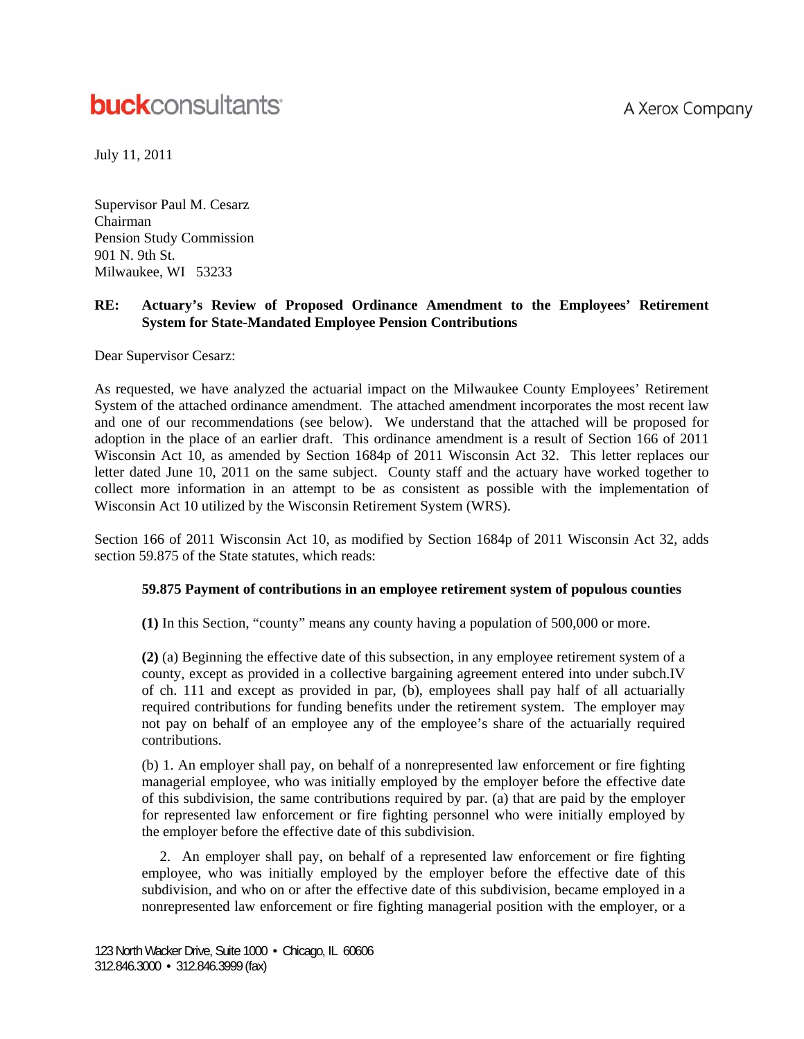buckconsultants — A Xerox Company

July 11, 2011

Supervisor Paul M. Cesarz  
Chairman  
Pension Study Commission  
901 N. 9th St.  
Milwaukee, WI 53233

**RE: Actuary's Review of Proposed Ordinance Amendment to the Employees' Retirement System for State-Mandated Employee Pension Contributions**

Dear Supervisor Cesarz:

As requested, we have analyzed the actuarial impact on the Milwaukee County Employees' Retirement System of the attached ordinance amendment. The attached amendment incorporates the most recent law and one of our recommendations (see below). We understand that the attached will be proposed for adoption in the place of an earlier draft. This ordinance amendment is a result of Section 166 of 2011 Wisconsin Act 10, as amended by Section 1684p of 2011 Wisconsin Act 32. This letter replaces our letter dated June 10, 2011 on the same subject. County staff and the actuary have worked together to collect more information in an attempt to be as consistent as possible with the implementation of Wisconsin Act 10 utilized by the Wisconsin Retirement System (WRS).

Section 166 of 2011 Wisconsin Act 10, as modified by Section 1684p of 2011 Wisconsin Act 32, adds section 59.875 of the State statutes, which reads:

> **59.875 Payment of contributions in an employee retirement system of populous counties**
>
> **(1)** In this Section, "county" means any county having a population of 500,000 or more.
>
> **(2)** (a) Beginning the effective date of this subsection, in any employee retirement system of a county, except as provided in a collective bargaining agreement entered into under subch.IV of ch. 111 and except as provided in par, (b), employees shall pay half of all actuarially required contributions for funding benefits under the retirement system. The employer may not pay on behalf of an employee any of the employee's share of the actuarially required contributions.
>
> (b) 1. An employer shall pay, on behalf of a nonrepresented law enforcement or fire fighting managerial employee, who was initially employed by the employer before the effective date of this subdivision, the same contributions required by par. (a) that are paid by the employer for represented law enforcement or fire fighting personnel who were initially employed by the employer before the effective date of this subdivision.
>
> 2. An employer shall pay, on behalf of a represented law enforcement or fire fighting employee, who was initially employed by the employer before the effective date of this subdivision, and who on or after the effective date of this subdivision, became employed in a nonrepresented law enforcement or fire fighting managerial position with the employer, or a

123 North Wacker Drive, Suite 1000 • Chicago, IL 60606  
312.846.3000 • 312.846.3999 (fax)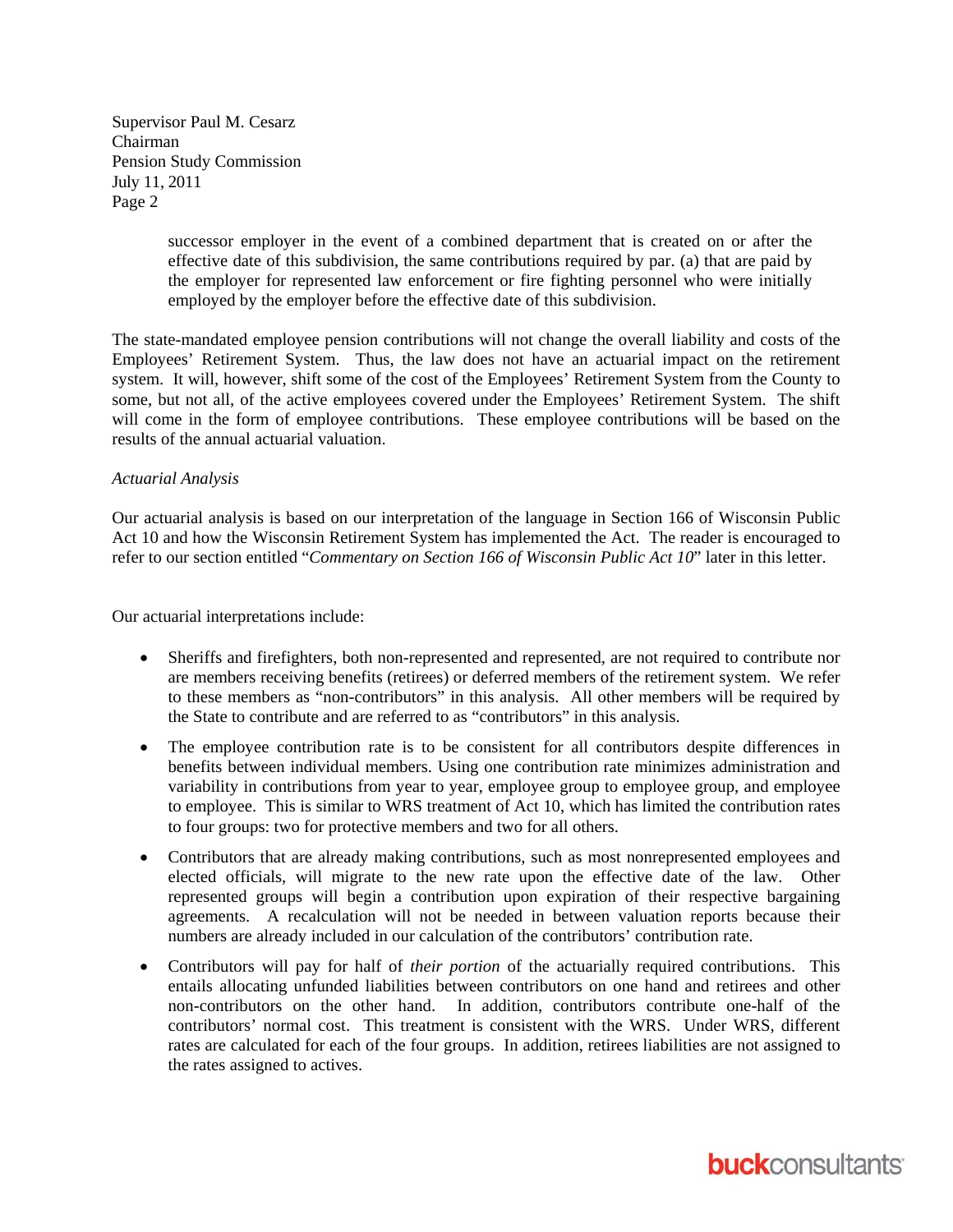successor employer in the event of a combined department that is created on or after the effective date of this subdivision, the same contributions required by par. (a) that are paid by the employer for represented law enforcement or fire fighting personnel who were initially employed by the employer before the effective date of this subdivision.

The state-mandated employee pension contributions will not change the overall liability and costs of the Employees' Retirement System. Thus, the law does not have an actuarial impact on the retirement system. It will, however, shift some of the cost of the Employees' Retirement System from the County to some, but not all, of the active employees covered under the Employees' Retirement System. The shift will come in the form of employee contributions. These employee contributions will be based on the results of the annual actuarial valuation.

*Actuarial Analysis*

Our actuarial analysis is based on our interpretation of the language in Section 166 of Wisconsin Public Act 10 and how the Wisconsin Retirement System has implemented the Act. The reader is encouraged to refer to our section entitled "*Commentary on Section 166 of Wisconsin Public Act 10*" later in this letter.

Our actuarial interpretations include:

- Sheriffs and firefighters, both non-represented and represented, are not required to contribute nor are members receiving benefits (retirees) or deferred members of the retirement system. We refer to these members as "non-contributors" in this analysis. All other members will be required by the State to contribute and are referred to as "contributors" in this analysis.
- The employee contribution rate is to be consistent for all contributors despite differences in benefits between individual members. Using one contribution rate minimizes administration and variability in contributions from year to year, employee group to employee group, and employee to employee. This is similar to WRS treatment of Act 10, which has limited the contribution rates to four groups: two for protective members and two for all others.
- Contributors that are already making contributions, such as most nonrepresented employees and elected officials, will migrate to the new rate upon the effective date of the law. Other represented groups will begin a contribution upon expiration of their respective bargaining agreements. A recalculation will not be needed in between valuation reports because their numbers are already included in our calculation of the contributors' contribution rate.
- Contributors will pay for half of *their portion* of the actuarially required contributions. This entails allocating unfunded liabilities between contributors on one hand and retirees and other non-contributors on the other hand. In addition, contributors contribute one-half of the contributors' normal cost. This treatment is consistent with the WRS. Under WRS, different rates are calculated for each of the four groups. In addition, retirees liabilities are not assigned to the rates assigned to actives.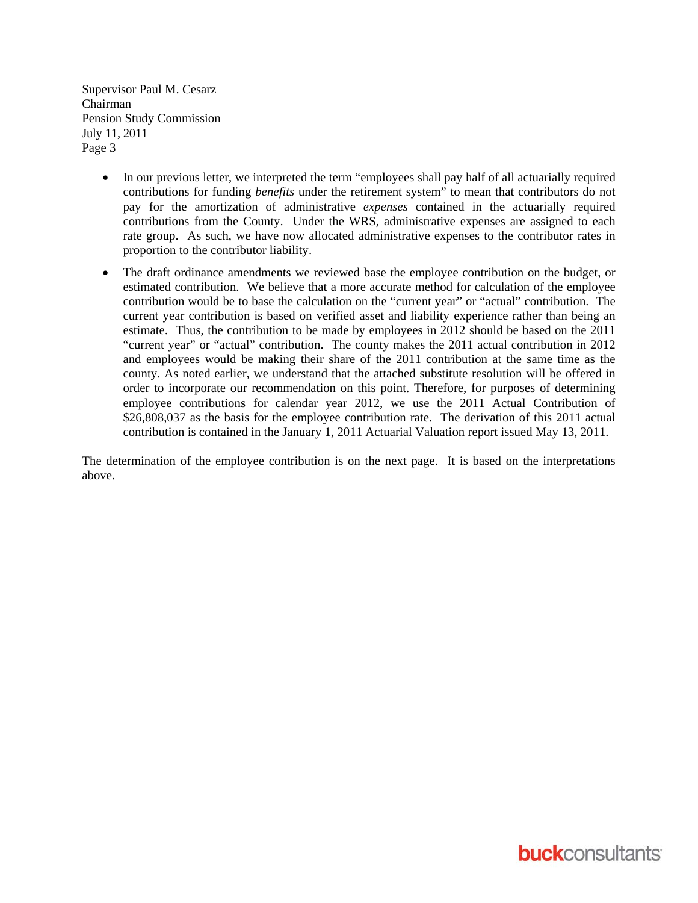- In our previous letter, we interpreted the term "employees shall pay half of all actuarially required contributions for funding *benefits* under the retirement system" to mean that contributors do not pay for the amortization of administrative *expenses* contained in the actuarially required contributions from the County. Under the WRS, administrative expenses are assigned to each rate group. As such, we have now allocated administrative expenses to the contributor rates in proportion to the contributor liability.

- The draft ordinance amendments we reviewed base the employee contribution on the budget, or estimated contribution. We believe that a more accurate method for calculation of the employee contribution would be to base the calculation on the "current year" or "actual" contribution. The current year contribution is based on verified asset and liability experience rather than being an estimate. Thus, the contribution to be made by employees in 2012 should be based on the 2011 "current year" or "actual" contribution. The county makes the 2011 actual contribution in 2012 and employees would be making their share of the 2011 contribution at the same time as the county. As noted earlier, we understand that the attached substitute resolution will be offered in order to incorporate our recommendation on this point. Therefore, for purposes of determining employee contributions for calendar year 2012, we use the 2011 Actual Contribution of $26,808,037 as the basis for the employee contribution rate. The derivation of this 2011 actual contribution is contained in the January 1, 2011 Actuarial Valuation report issued May 13, 2011.

The determination of the employee contribution is on the next page. It is based on the interpretations above.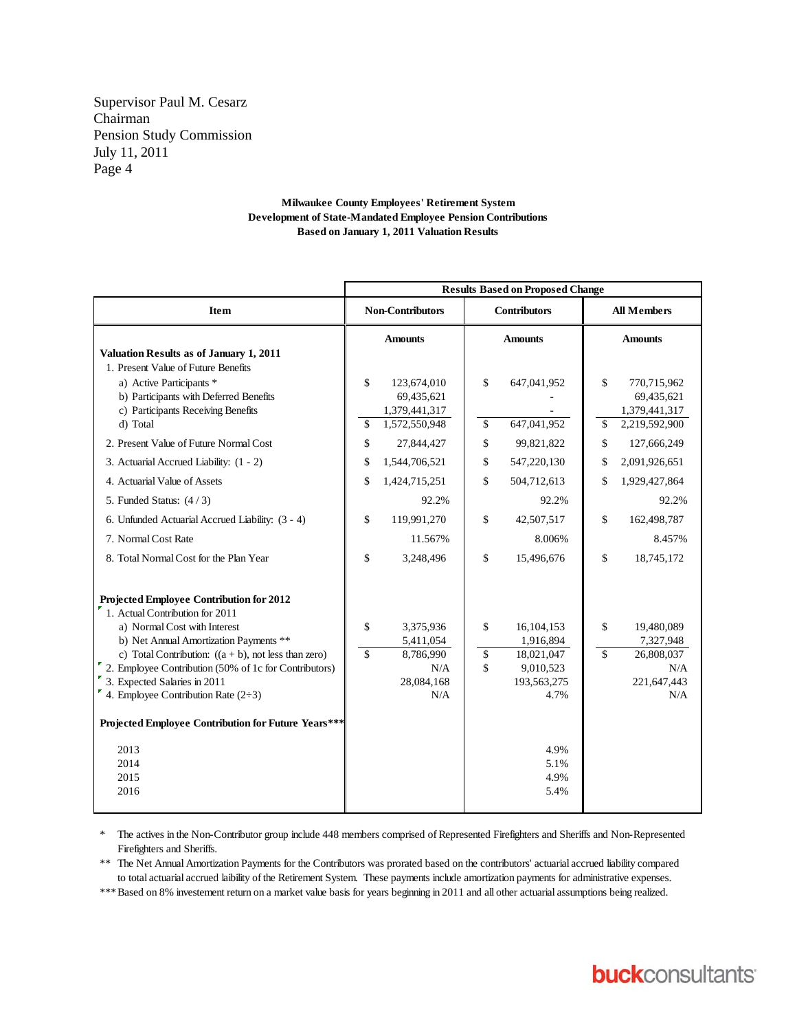Supervisor Paul M. Cesarz
Chairman
Pension Study Commission
July 11, 2011
Page 4

**Milwaukee County Employees' Retirement System**
**Development of State-Mandated Employee Pension Contributions**
**Based on January 1, 2011 Valuation Results**

| Item | Results Based on Proposed Change | | |
|---|---|---|---|
| | Non-Contributors | Contributors | All Members |
| | Amounts | Amounts | Amounts |
| **Valuation Results as of January 1, 2011** | | | |
| 1. Present Value of Future Benefits | | | |
| a) Active Participants * | $ 123,674,010 | $ 647,041,952 | $ 770,715,962 |
| b) Participants with Deferred Benefits | 69,435,621 | - | 69,435,621 |
| c) Participants Receiving Benefits | 1,379,441,317 | - | 1,379,441,317 |
| d) Total | $ 1,572,550,948 | $ 647,041,952 | $ 2,219,592,900 |
| 2. Present Value of Future Normal Cost | $ 27,844,427 | $ 99,821,822 | $ 127,666,249 |
| 3. Actuarial Accrued Liability: (1 - 2) | $ 1,544,706,521 | $ 547,220,130 | $ 2,091,926,651 |
| 4. Actuarial Value of Assets | $ 1,424,715,251 | $ 504,712,613 | $ 1,929,427,864 |
| 5. Funded Status: (4 / 3) | 92.2% | 92.2% | 92.2% |
| 6. Unfunded Actuarial Accrued Liability: (3 - 4) | $ 119,991,270 | $ 42,507,517 | $ 162,498,787 |
| 7. Normal Cost Rate | 11.567% | 8.006% | 8.457% |
| 8. Total Normal Cost for the Plan Year | $ 3,248,496 | $ 15,496,676 | $ 18,745,172 |
| **Projected Employee Contribution for 2012** | | | |
| 1. Actual Contribution for 2011 | | | |
| a) Normal Cost with Interest | $ 3,375,936 | $ 16,104,153 | $ 19,480,089 |
| b) Net Annual Amortization Payments ** | 5,411,054 | 1,916,894 | 7,327,948 |
| c) Total Contribution: ((a + b), not less than zero) | $ 8,786,990 | $ 18,021,047 | $ 26,808,037 |
| 2. Employee Contribution (50% of 1c for Contributors) | N/A | $ 9,010,523 | N/A |
| 3. Expected Salaries in 2011 | 28,084,168 | 193,563,275 | 221,647,443 |
| 4. Employee Contribution Rate (2÷3) | N/A | 4.7% | N/A |
| **Projected Employee Contribution for Future Years*** ** | | | |
| 2013 | | 4.9% | |
| 2014 | | 5.1% | |
| 2015 | | 4.9% | |
| 2016 | | 5.4% | |

\* The actives in the Non-Contributor group include 448 members comprised of Represented Firefighters and Sheriffs and Non-Represented Firefighters and Sheriffs.

** The Net Annual Amortization Payments for the Contributors was prorated based on the contributors' actuarial accrued liability compared to total actuarial accrued liability of the Retirement System. These payments include amortization payments for administrative expenses.

*** Based on 8% investement return on a market value basis for years beginning in 2011 and all other actuarial assumptions being realized.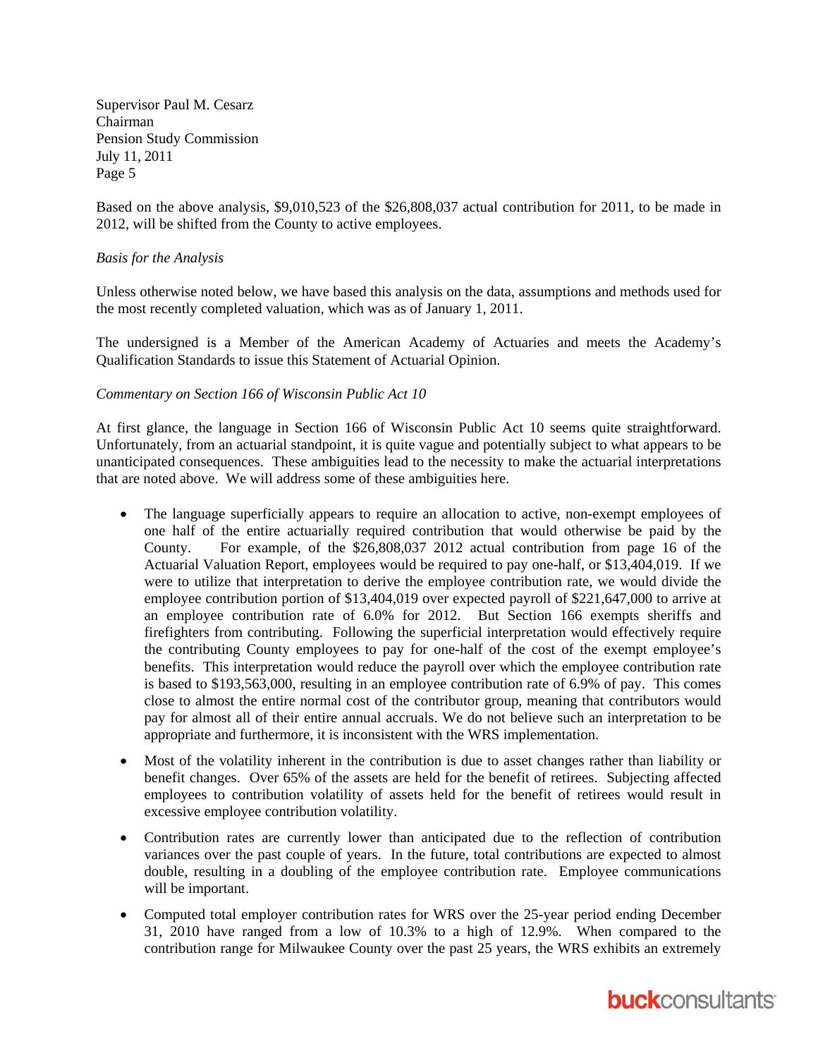Supervisor Paul M. Cesarz
Chairman
Pension Study Commission
July 11, 2011

Based on the above analysis, $9,010,523 of the $26,808,037 actual contribution for 2011, to be made in 2012, will be shifted from the County to active employees.

*Basis for the Analysis*

Unless otherwise noted below, we have based this analysis on the data, assumptions and methods used for the most recently completed valuation, which was as of January 1, 2011.

The undersigned is a Member of the American Academy of Actuaries and meets the Academy's Qualification Standards to issue this Statement of Actuarial Opinion.

*Commentary on Section 166 of Wisconsin Public Act 10*

At first glance, the language in Section 166 of Wisconsin Public Act 10 seems quite straightforward. Unfortunately, from an actuarial standpoint, it is quite vague and potentially subject to what appears to be unanticipated consequences. These ambiguities lead to the necessity to make the actuarial interpretations that are noted above. We will address some of these ambiguities here.

- The language superficially appears to require an allocation to active, non-exempt employees of one half of the entire actuarially required contribution that would otherwise be paid by the County. For example, of the $26,808,037 2012 actual contribution from page 16 of the Actuarial Valuation Report, employees would be required to pay one-half, or $13,404,019. If we were to utilize that interpretation to derive the employee contribution rate, we would divide the employee contribution portion of $13,404,019 over expected payroll of $221,647,000 to arrive at an employee contribution rate of 6.0% for 2012. But Section 166 exempts sheriffs and firefighters from contributing. Following the superficial interpretation would effectively require the contributing County employees to pay for one-half of the cost of the exempt employee's benefits. This interpretation would reduce the payroll over which the employee contribution rate is based to $193,563,000, resulting in an employee contribution rate of 6.9% of pay. This comes close to almost the entire normal cost of the contributor group, meaning that contributors would pay for almost all of their entire annual accruals. We do not believe such an interpretation to be appropriate and furthermore, it is inconsistent with the WRS implementation.
- Most of the volatility inherent in the contribution is due to asset changes rather than liability or benefit changes. Over 65% of the assets are held for the benefit of retirees. Subjecting affected employees to contribution volatility of assets held for the benefit of retirees would result in excessive employee contribution volatility.
- Contribution rates are currently lower than anticipated due to the reflection of contribution variances over the past couple of years. In the future, total contributions are expected to almost double, resulting in a doubling of the employee contribution rate. Employee communications will be important.
- Computed total employer contribution rates for WRS over the 25-year period ending December 31, 2010 have ranged from a low of 10.3% to a high of 12.9%. When compared to the contribution range for Milwaukee County over the past 25 years, the WRS exhibits an extremely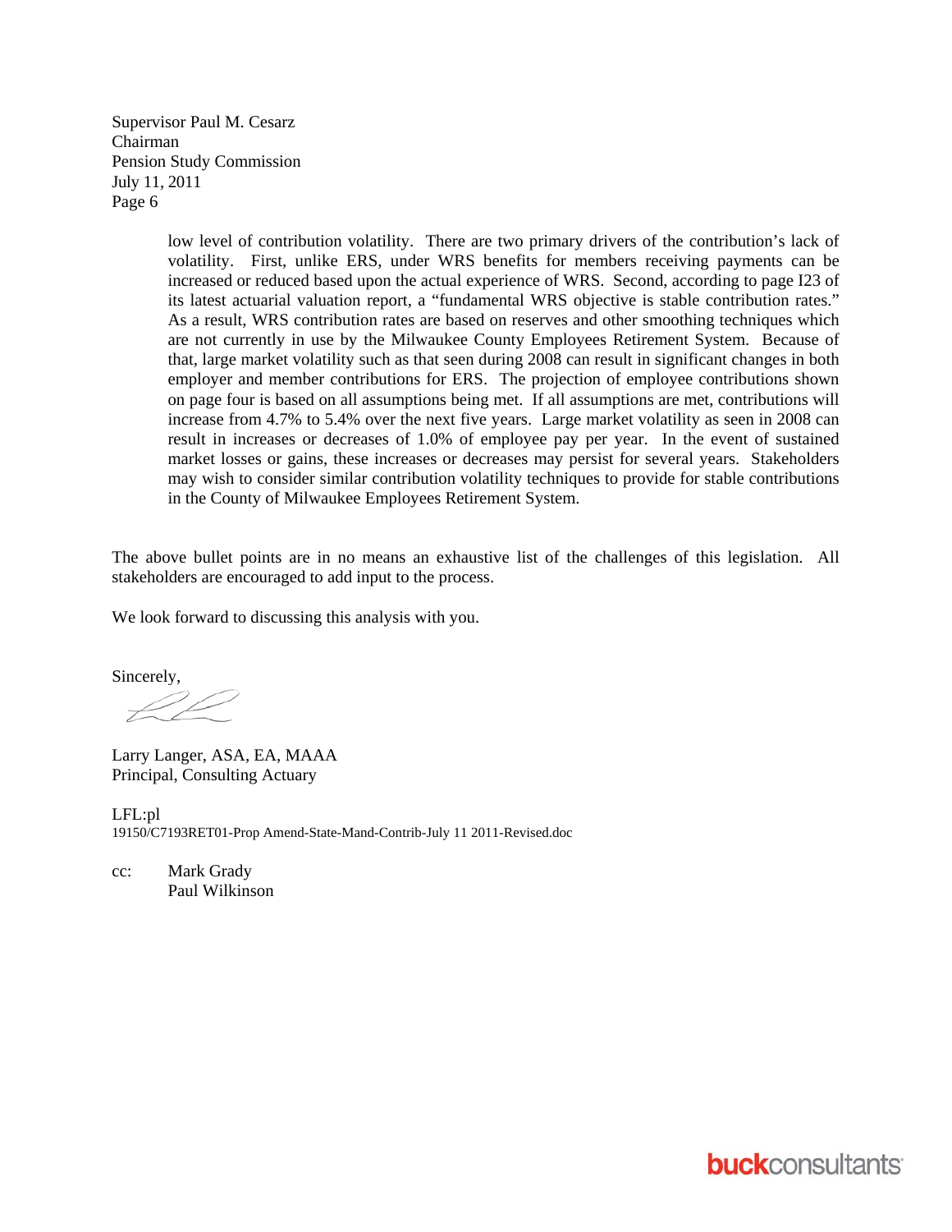Supervisor Paul M. Cesarz
Chairman
Pension Study Commission
July 11, 2011

low level of contribution volatility. There are two primary drivers of the contribution's lack of volatility. First, unlike ERS, under WRS benefits for members receiving payments can be increased or reduced based upon the actual experience of WRS. Second, according to page I23 of its latest actuarial valuation report, a "fundamental WRS objective is stable contribution rates." As a result, WRS contribution rates are based on reserves and other smoothing techniques which are not currently in use by the Milwaukee County Employees Retirement System. Because of that, large market volatility such as that seen during 2008 can result in significant changes in both employer and member contributions for ERS. The projection of employee contributions shown on page four is based on all assumptions being met. If all assumptions are met, contributions will increase from 4.7% to 5.4% over the next five years. Large market volatility as seen in 2008 can result in increases or decreases of 1.0% of employee pay per year. In the event of sustained market losses or gains, these increases or decreases may persist for several years. Stakeholders may wish to consider similar contribution volatility techniques to provide for stable contributions in the County of Milwaukee Employees Retirement System.

The above bullet points are in no means an exhaustive list of the challenges of this legislation. All stakeholders are encouraged to add input to the process.

We look forward to discussing this analysis with you.

Sincerely,

Larry Langer, ASA, EA, MAAA
Principal, Consulting Actuary

LFL:pl
19150/C7193RET01-Prop Amend-State-Mand-Contrib-July 11 2011-Revised.doc

cc: Mark Grady
Paul Wilkinson

buckconsultants